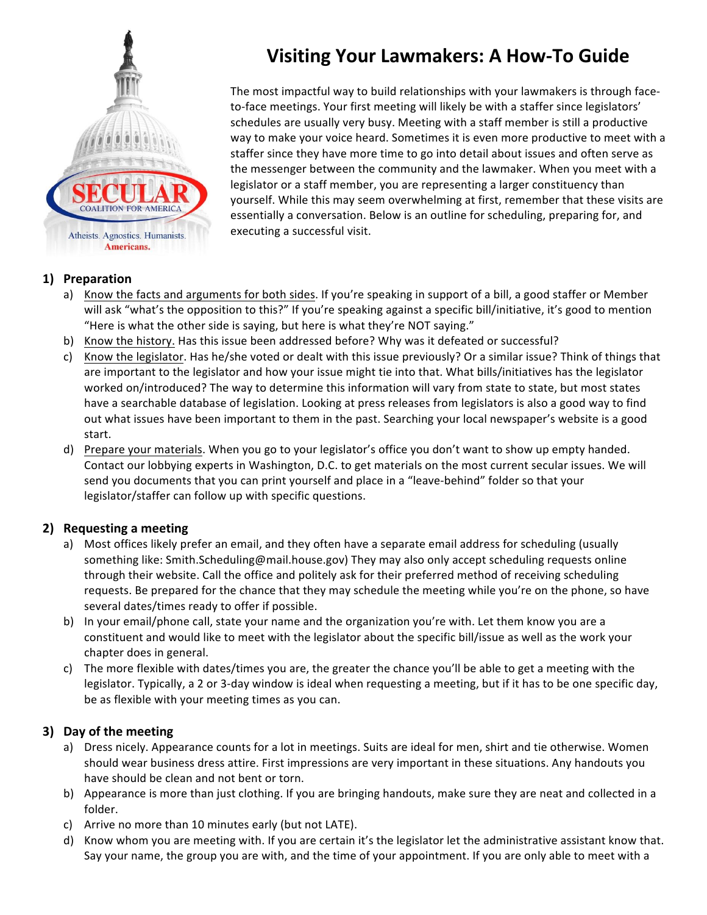# Visiting Your Lawmakers: A How-To Guide

The most impactful way to build relationships with your lawmakers is through face-to-face meetings. Your first meeting will likely be with a staffer since legislators' schedules are usually very busy. Meeting with a staff member is still a productive way to make your voice heard. Sometimes it is even more productive to meet with a staffer since they have more time to go into detail about issues and often serve as the messenger between the community and the lawmaker. When you meet with a legislator or a staff member, you are representing a larger constituency than yourself. While this may seem overwhelming at first, remember that these visits are essentially a conversation. Below is an outline for scheduling, preparing for, and executing a successful visit.

## 1) Preparation

a) Know the facts and arguments for both sides. If you're speaking in support of a bill, a good staffer or Member will ask "what's the opposition to this?" If you're speaking against a specific bill/initiative, it's good to mention "Here is what the other side is saying, but here is what they're NOT saying."

b) Know the history. Has this issue been addressed before? Why was it defeated or successful?

c) Know the legislator. Has he/she voted or dealt with this issue previously? Or a similar issue? Think of things that are important to the legislator and how your issue might tie into that. What bills/initiatives has the legislator worked on/introduced? The way to determine this information will vary from state to state, but most states have a searchable database of legislation. Looking at press releases from legislators is also a good way to find out what issues have been important to them in the past. Searching your local newspaper's website is a good start.

d) Prepare your materials. When you go to your legislator's office you don't want to show up empty handed. Contact our lobbying experts in Washington, D.C. to get materials on the most current secular issues. We will send you documents that you can print yourself and place in a "leave-behind" folder so that your legislator/staffer can follow up with specific questions.

## 2) Requesting a meeting

a) Most offices likely prefer an email, and they often have a separate email address for scheduling (usually something like: Smith.Scheduling@mail.house.gov) They may also only accept scheduling requests online through their website. Call the office and politely ask for their preferred method of receiving scheduling requests. Be prepared for the chance that they may schedule the meeting while you're on the phone, so have several dates/times ready to offer if possible.

b) In your email/phone call, state your name and the organization you're with. Let them know you are a constituent and would like to meet with the legislator about the specific bill/issue as well as the work your chapter does in general.

c) The more flexible with dates/times you are, the greater the chance you'll be able to get a meeting with the legislator. Typically, a 2 or 3-day window is ideal when requesting a meeting, but if it has to be one specific day, be as flexible with your meeting times as you can.

## 3) Day of the meeting

a) Dress nicely. Appearance counts for a lot in meetings. Suits are ideal for men, shirt and tie otherwise. Women should wear business dress attire. First impressions are very important in these situations. Any handouts you have should be clean and not bent or torn.

b) Appearance is more than just clothing. If you are bringing handouts, make sure they are neat and collected in a folder.

c) Arrive no more than 10 minutes early (but not LATE).

d) Know whom you are meeting with. If you are certain it's the legislator let the administrative assistant know that. Say your name, the group you are with, and the time of your appointment. If you are only able to meet with a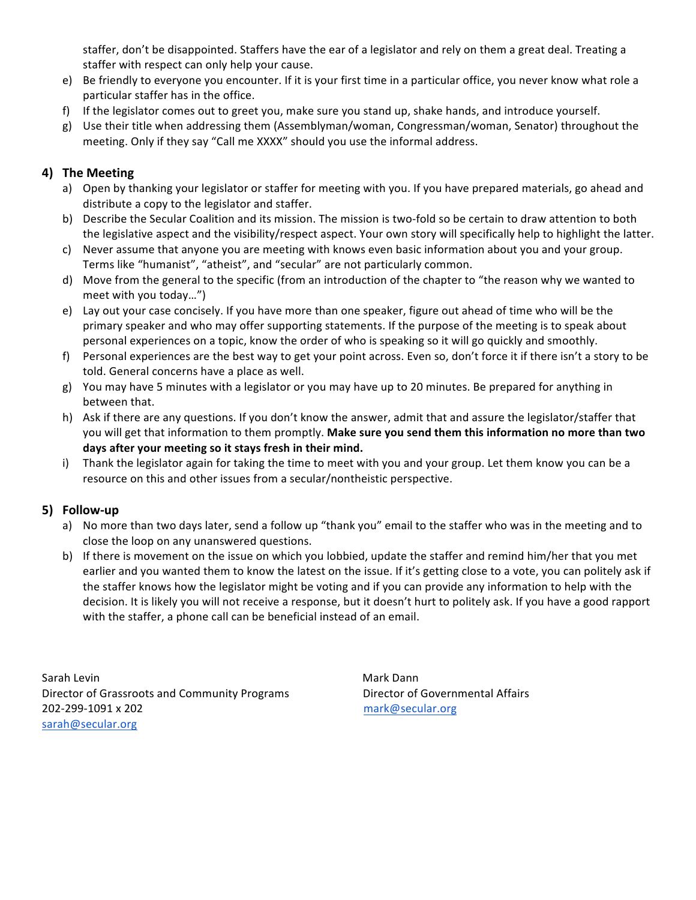staffer, don't be disappointed. Staffers have the ear of a legislator and rely on them a great deal. Treating a staffer with respect can only help your cause.

e) Be friendly to everyone you encounter. If it is your first time in a particular office, you never know what role a particular staffer has in the office.
f) If the legislator comes out to greet you, make sure you stand up, shake hands, and introduce yourself.
g) Use their title when addressing them (Assemblyman/woman, Congressman/woman, Senator) throughout the meeting. Only if they say "Call me XXXX" should you use the informal address.

## 4) The Meeting

a) Open by thanking your legislator or staffer for meeting with you. If you have prepared materials, go ahead and distribute a copy to the legislator and staffer.
b) Describe the Secular Coalition and its mission. The mission is two-fold so be certain to draw attention to both the legislative aspect and the visibility/respect aspect. Your own story will specifically help to highlight the latter.
c) Never assume that anyone you are meeting with knows even basic information about you and your group. Terms like "humanist", "atheist", and "secular" are not particularly common.
d) Move from the general to the specific (from an introduction of the chapter to "the reason why we wanted to meet with you today…")
e) Lay out your case concisely. If you have more than one speaker, figure out ahead of time who will be the primary speaker and who may offer supporting statements. If the purpose of the meeting is to speak about personal experiences on a topic, know the order of who is speaking so it will go quickly and smoothly.
f) Personal experiences are the best way to get your point across. Even so, don't force it if there isn't a story to be told. General concerns have a place as well.
g) You may have 5 minutes with a legislator or you may have up to 20 minutes. Be prepared for anything in between that.
h) Ask if there are any questions. If you don't know the answer, admit that and assure the legislator/staffer that you will get that information to them promptly. **Make sure you send them this information no more than two days after your meeting so it stays fresh in their mind.**
i) Thank the legislator again for taking the time to meet with you and your group. Let them know you can be a resource on this and other issues from a secular/nontheistic perspective.

## 5) Follow-up

a) No more than two days later, send a follow up "thank you" email to the staffer who was in the meeting and to close the loop on any unanswered questions.
b) If there is movement on the issue on which you lobbied, update the staffer and remind him/her that you met earlier and you wanted them to know the latest on the issue. If it's getting close to a vote, you can politely ask if the staffer knows how the legislator might be voting and if you can provide any information to help with the decision. It is likely you will not receive a response, but it doesn't hurt to politely ask. If you have a good rapport with the staffer, a phone call can be beneficial instead of an email.

Sarah Levin
Director of Grassroots and Community Programs
202-299-1091 x 202
sarah@secular.org

Mark Dann
Director of Governmental Affairs
mark@secular.org